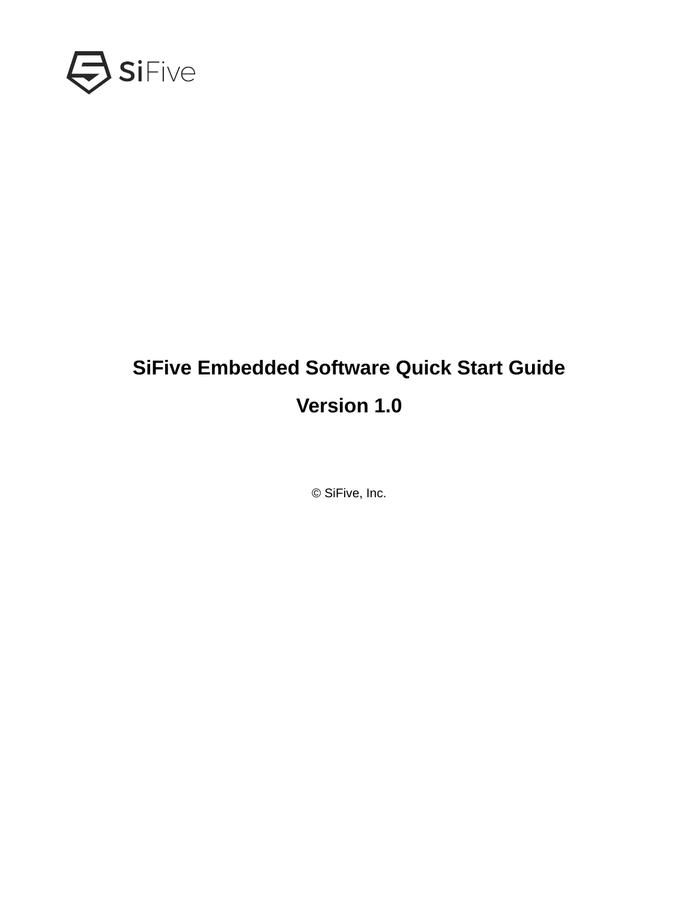# SiFive Embedded Software Quick Start Guide

## Version 1.0

© SiFive, Inc.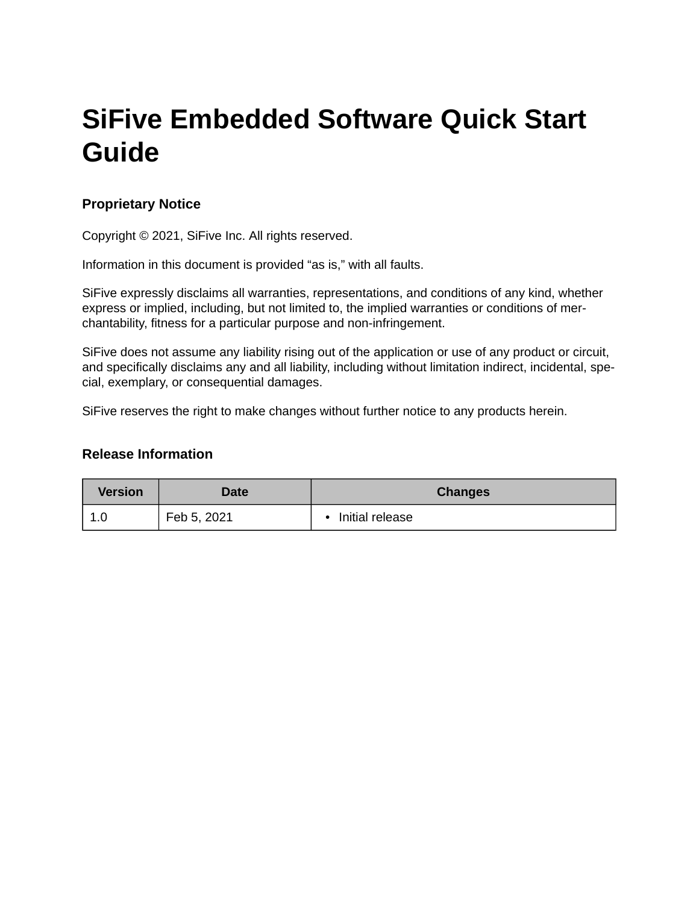# SiFive Embedded Software Quick Start Guide

## Proprietary Notice

Copyright © 2021, SiFive Inc. All rights reserved.

Information in this document is provided “as is,” with all faults.

SiFive expressly disclaims all warranties, representations, and conditions of any kind, whether express or implied, including, but not limited to, the implied warranties or conditions of merchantability, fitness for a particular purpose and non-infringement.

SiFive does not assume any liability rising out of the application or use of any product or circuit, and specifically disclaims any and all liability, including without limitation indirect, incidental, special, exemplary, or consequential damages.

SiFive reserves the right to make changes without further notice to any products herein.

## Release Information

| Version | Date | Changes |
| --- | --- | --- |
| 1.0 | Feb 5, 2021 | • Initial release |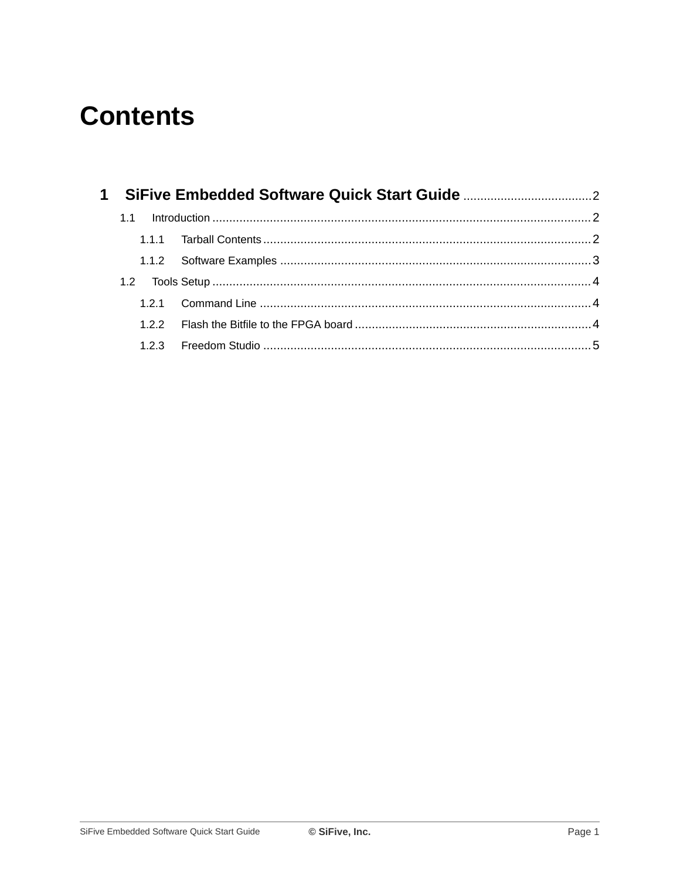# Contents

1 SiFive Embedded Software Quick Start Guide ..... 2
- 1.1 Introduction ..... 2
  - 1.1.1 Tarball Contents ..... 2
  - 1.1.2 Software Examples ..... 3
- 1.2 Tools Setup ..... 4
  - 1.2.1 Command Line ..... 4
  - 1.2.2 Flash the Bitfile to the FPGA board ..... 4
  - 1.2.3 Freedom Studio ..... 5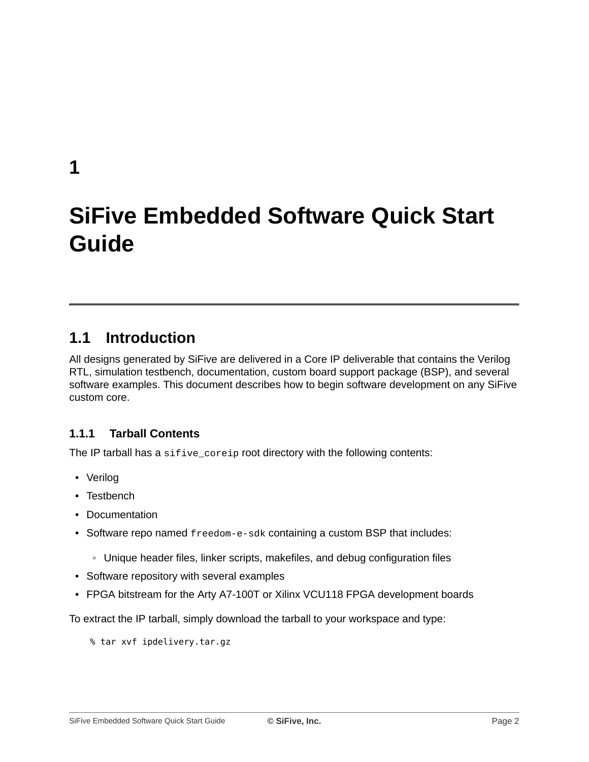# 1

# SiFive Embedded Software Quick Start Guide

## 1.1 Introduction

All designs generated by SiFive are delivered in a Core IP deliverable that contains the Verilog RTL, simulation testbench, documentation, custom board support package (BSP), and several software examples. This document describes how to begin software development on any SiFive custom core.

### 1.1.1 Tarball Contents

The IP tarball has a `sifive_coreip` root directory with the following contents:

- Verilog
- Testbench
- Documentation
- Software repo named `freedom-e-sdk` containing a custom BSP that includes:
    - Unique header files, linker scripts, makefiles, and debug configuration files
- Software repository with several examples
- FPGA bitstream for the Arty A7-100T or Xilinx VCU118 FPGA development boards

To extract the IP tarball, simply download the tarball to your workspace and type:

```
% tar xvf ipdelivery.tar.gz
```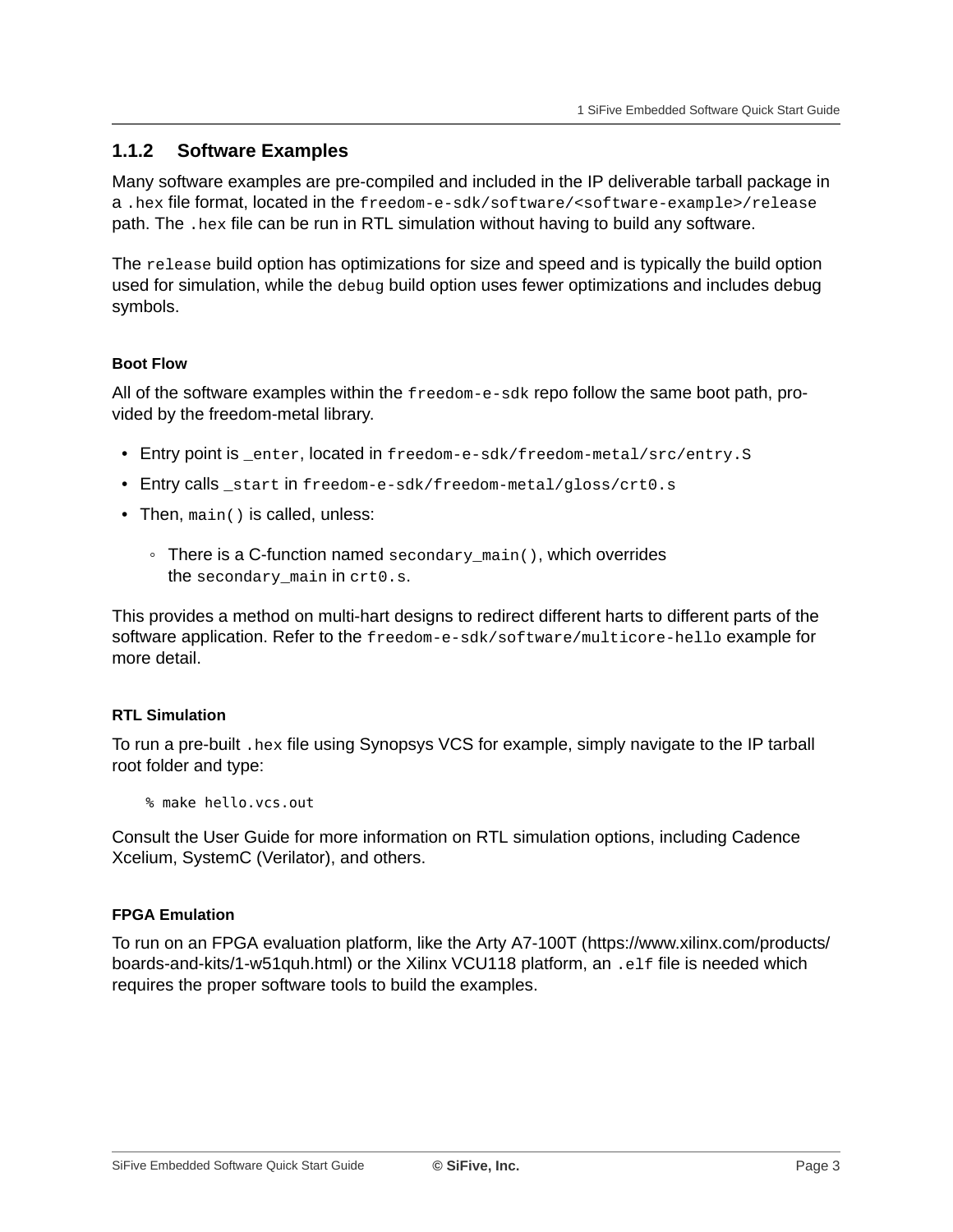### 1.1.2 Software Examples

Many software examples are pre-compiled and included in the IP deliverable tarball package in a `.hex` file format, located in the `freedom-e-sdk/software/<software-example>/release` path. The `.hex` file can be run in RTL simulation without having to build any software.

The `release` build option has optimizations for size and speed and is typically the build option used for simulation, while the `debug` build option uses fewer optimizations and includes debug symbols.

#### Boot Flow

All of the software examples within the `freedom-e-sdk` repo follow the same boot path, provided by the freedom-metal library.

- Entry point is `_enter`, located in `freedom-e-sdk/freedom-metal/src/entry.S`
- Entry calls `_start` in `freedom-e-sdk/freedom-metal/gloss/crt0.s`
- Then, `main()` is called, unless:
  - There is a C-function named `secondary_main()`, which overrides the `secondary_main` in `crt0.s`.

This provides a method on multi-hart designs to redirect different harts to different parts of the software application. Refer to the `freedom-e-sdk/software/multicore-hello` example for more detail.

#### RTL Simulation

To run a pre-built `.hex` file using Synopsys VCS for example, simply navigate to the IP tarball root folder and type:

```
% make hello.vcs.out
```

Consult the User Guide for more information on RTL simulation options, including Cadence Xcelium, SystemC (Verilator), and others.

#### FPGA Emulation

To run on an FPGA evaluation platform, like the Arty A7-100T (https://www.xilinx.com/products/boards-and-kits/1-w51quh.html) or the Xilinx VCU118 platform, an `.elf` file is needed which requires the proper software tools to build the examples.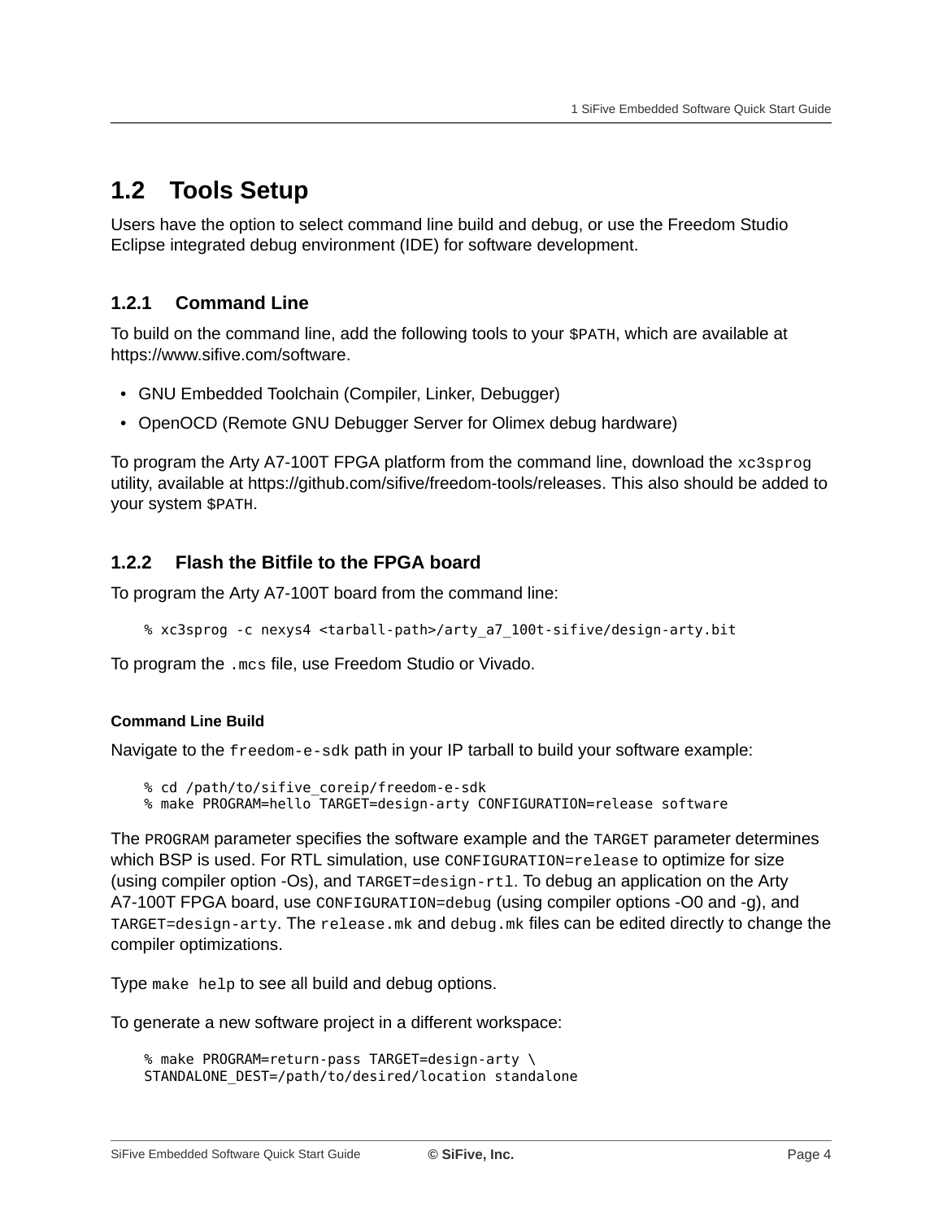## 1.2 Tools Setup

Users have the option to select command line build and debug, or use the Freedom Studio Eclipse integrated debug environment (IDE) for software development.

### 1.2.1 Command Line

To build on the command line, add the following tools to your `$PATH`, which are available at https://www.sifive.com/software.

- GNU Embedded Toolchain (Compiler, Linker, Debugger)
- OpenOCD (Remote GNU Debugger Server for Olimex debug hardware)

To program the Arty A7-100T FPGA platform from the command line, download the `xc3sprog` utility, available at https://github.com/sifive/freedom-tools/releases. This also should be added to your system `$PATH`.

### 1.2.2 Flash the Bitfile to the FPGA board

To program the Arty A7-100T board from the command line:

```
% xc3sprog -c nexys4 <tarball-path>/arty_a7_100t-sifive/design-arty.bit
```

To program the `.mcs` file, use Freedom Studio or Vivado.

#### Command Line Build

Navigate to the `freedom-e-sdk` path in your IP tarball to build your software example:

```
% cd /path/to/sifive_coreip/freedom-e-sdk
% make PROGRAM=hello TARGET=design-arty CONFIGURATION=release software
```

The `PROGRAM` parameter specifies the software example and the `TARGET` parameter determines which BSP is used. For RTL simulation, use `CONFIGURATION=release` to optimize for size (using compiler option -Os), and `TARGET=design-rtl`. To debug an application on the Arty A7-100T FPGA board, use `CONFIGURATION=debug` (using compiler options -O0 and -g), and `TARGET=design-arty`. The `release.mk` and `debug.mk` files can be edited directly to change the compiler optimizations.

Type `make help` to see all build and debug options.

To generate a new software project in a different workspace:

```
% make PROGRAM=return-pass TARGET=design-arty \
STANDALONE_DEST=/path/to/desired/location standalone
```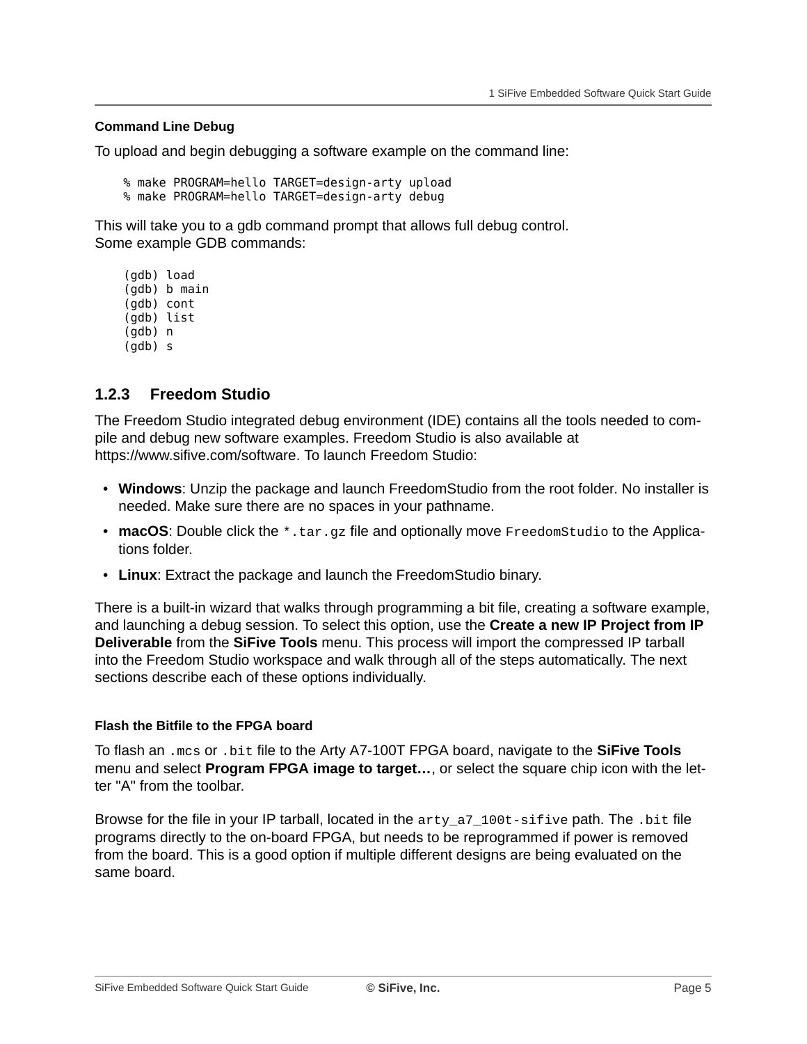#### Command Line Debug

To upload and begin debugging a software example on the command line:

```
% make PROGRAM=hello TARGET=design-arty upload
% make PROGRAM=hello TARGET=design-arty debug
```

This will take you to a gdb command prompt that allows full debug control.
Some example GDB commands:

```
(gdb) load
(gdb) b main
(gdb) cont
(gdb) list
(gdb) n
(gdb) s
```

### 1.2.3 Freedom Studio

The Freedom Studio integrated debug environment (IDE) contains all the tools needed to compile and debug new software examples. Freedom Studio is also available at https://www.sifive.com/software. To launch Freedom Studio:

- **Windows**: Unzip the package and launch FreedomStudio from the root folder. No installer is needed. Make sure there are no spaces in your pathname.
- **macOS**: Double click the `*.tar.gz` file and optionally move `FreedomStudio` to the Applications folder.
- **Linux**: Extract the package and launch the FreedomStudio binary.

There is a built-in wizard that walks through programming a bit file, creating a software example, and launching a debug session. To select this option, use the **Create a new IP Project from IP Deliverable** from the **SiFive Tools** menu. This process will import the compressed IP tarball into the Freedom Studio workspace and walk through all of the steps automatically. The next sections describe each of these options individually.

#### Flash the Bitfile to the FPGA board

To flash an `.mcs` or `.bit` file to the Arty A7-100T FPGA board, navigate to the **SiFive Tools** menu and select **Program FPGA image to target…**, or select the square chip icon with the letter "A" from the toolbar.

Browse for the file in your IP tarball, located in the `arty_a7_100t-sifive` path. The `.bit` file programs directly to the on-board FPGA, but needs to be reprogrammed if power is removed from the board. This is a good option if multiple different designs are being evaluated on the same board.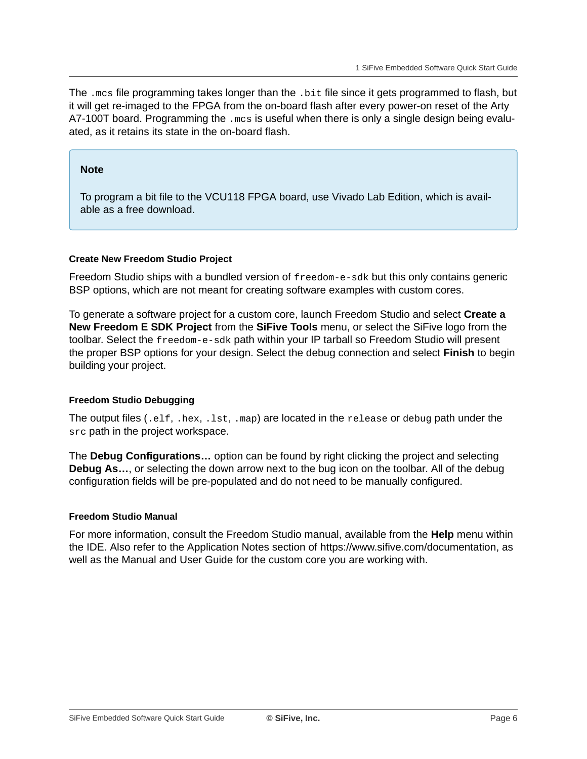The `.mcs` file programming takes longer than the `.bit` file since it gets programmed to flash, but it will get re-imaged to the FPGA from the on-board flash after every power-on reset of the Arty A7-100T board. Programming the `.mcs` is useful when there is only a single design being evaluated, as it retains its state in the on-board flash.

> **Note**
>
> To program a bit file to the VCU118 FPGA board, use Vivado Lab Edition, which is available as a free download.

#### Create New Freedom Studio Project

Freedom Studio ships with a bundled version of `freedom-e-sdk` but this only contains generic BSP options, which are not meant for creating software examples with custom cores.

To generate a software project for a custom core, launch Freedom Studio and select **Create a New Freedom E SDK Project** from the **SiFive Tools** menu, or select the SiFive logo from the toolbar. Select the `freedom-e-sdk` path within your IP tarball so Freedom Studio will present the proper BSP options for your design. Select the debug connection and select **Finish** to begin building your project.

#### Freedom Studio Debugging

The output files (`.elf`, `.hex`, `.lst`, `.map`) are located in the `release` or `debug` path under the `src` path in the project workspace.

The **Debug Configurations…** option can be found by right clicking the project and selecting **Debug As…**, or selecting the down arrow next to the bug icon on the toolbar. All of the debug configuration fields will be pre-populated and do not need to be manually configured.

#### Freedom Studio Manual

For more information, consult the Freedom Studio manual, available from the **Help** menu within the IDE. Also refer to the Application Notes section of https://www.sifive.com/documentation, as well as the Manual and User Guide for the custom core you are working with.